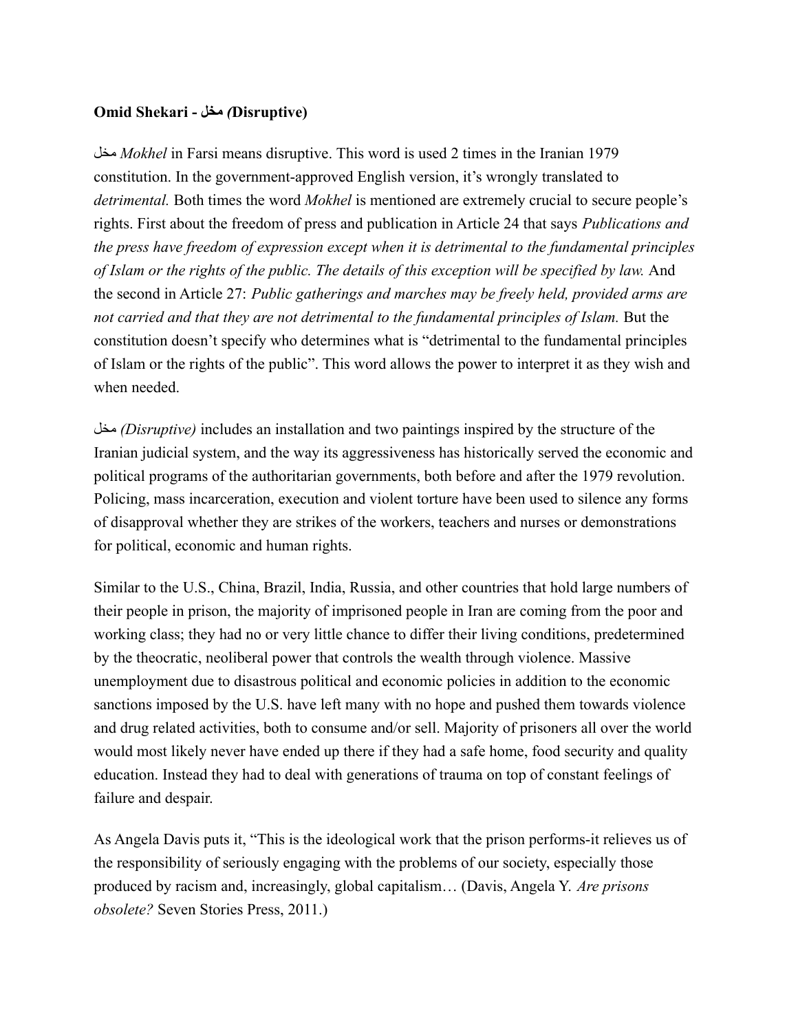**Omid Shekari - مخل *(*Disruptive)**

مخل *Mokhel* in Farsi means disruptive. This word is used 2 times in the Iranian 1979 constitution. In the government-approved English version, it's wrongly translated to *detrimental.* Both times the word *Mokhel* is mentioned are extremely crucial to secure people's rights. First about the freedom of press and publication in Article 24 that says *Publications and the press have freedom of expression except when it is detrimental to the fundamental principles of Islam or the rights of the public. The details of this exception will be specified by law.* And the second in Article 27: *Public gatherings and marches may be freely held, provided arms are not carried and that they are not detrimental to the fundamental principles of Islam.* But the constitution doesn't specify who determines what is "detrimental to the fundamental principles of Islam or the rights of the public". This word allows the power to interpret it as they wish and when needed.

مخل *(Disruptive)* includes an installation and two paintings inspired by the structure of the Iranian judicial system, and the way its aggressiveness has historically served the economic and political programs of the authoritarian governments, both before and after the 1979 revolution. Policing, mass incarceration, execution and violent torture have been used to silence any forms of disapproval whether they are strikes of the workers, teachers and nurses or demonstrations for political, economic and human rights.

Similar to the U.S., China, Brazil, India, Russia, and other countries that hold large numbers of their people in prison, the majority of imprisoned people in Iran are coming from the poor and working class; they had no or very little chance to differ their living conditions, predetermined by the theocratic, neoliberal power that controls the wealth through violence. Massive unemployment due to disastrous political and economic policies in addition to the economic sanctions imposed by the U.S. have left many with no hope and pushed them towards violence and drug related activities, both to consume and/or sell. Majority of prisoners all over the world would most likely never have ended up there if they had a safe home, food security and quality education. Instead they had to deal with generations of trauma on top of constant feelings of failure and despair.

As Angela Davis puts it, "This is the ideological work that the prison performs-it relieves us of the responsibility of seriously engaging with the problems of our society, especially those produced by racism and, increasingly, global capitalism… (Davis, Angela Y. *Are prisons obsolete?* Seven Stories Press, 2011.)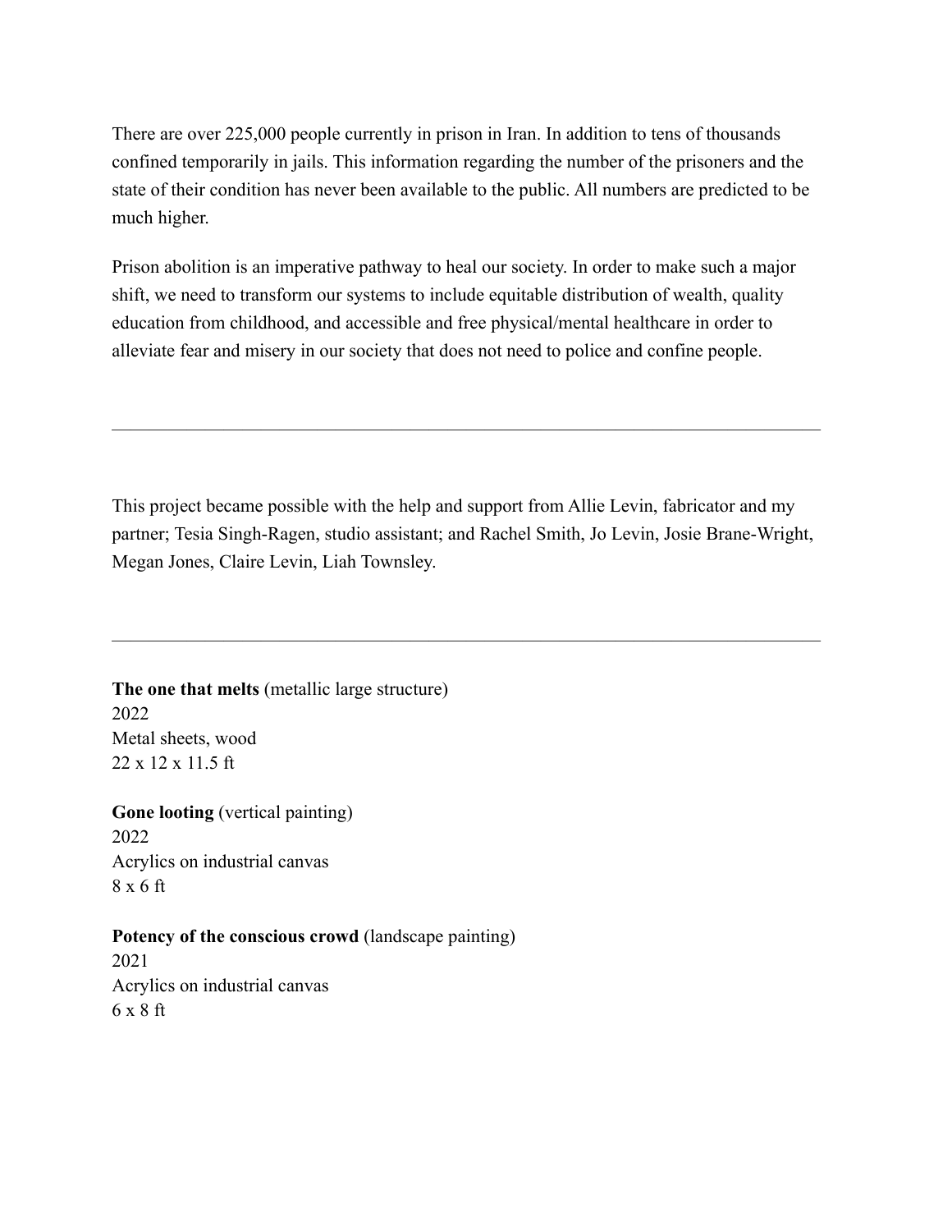There are over 225,000 people currently in prison in Iran. In addition to tens of thousands confined temporarily in jails. This information regarding the number of the prisoners and the state of their condition has never been available to the public. All numbers are predicted to be much higher.

Prison abolition is an imperative pathway to heal our society. In order to make such a major shift, we need to transform our systems to include equitable distribution of wealth, quality education from childhood, and accessible and free physical/mental healthcare in order to alleviate fear and misery in our society that does not need to police and confine people.

---

This project became possible with the help and support from Allie Levin, fabricator and my partner; Tesia Singh-Ragen, studio assistant; and Rachel Smith, Jo Levin, Josie Brane-Wright, Megan Jones, Claire Levin, Liah Townsley.

---

**The one that melts** (metallic large structure)
2022
Metal sheets, wood
22 x 12 x 11.5 ft

**Gone looting** (vertical painting)
2022
Acrylics on industrial canvas
8 x 6 ft

**Potency of the conscious crowd** (landscape painting)
2021
Acrylics on industrial canvas
6 x 8 ft